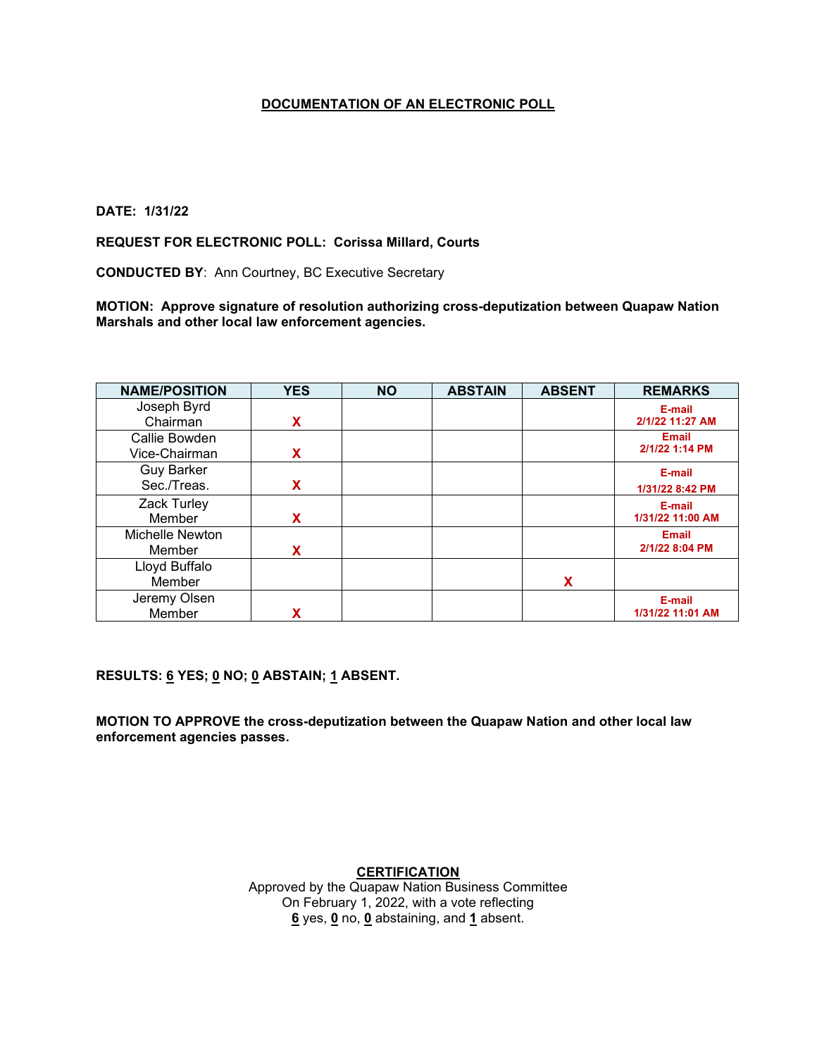## DOCUMENTATION OF AN ELECTRONIC POLL

**DATE: 1/31/22**

**REQUEST FOR ELECTRONIC POLL: Corissa Millard, Courts**

**CONDUCTED BY**: Ann Courtney, BC Executive Secretary

**MOTION: Approve signature of resolution authorizing cross-deputization between Quapaw Nation Marshals and other local law enforcement agencies.**

| NAME/POSITION | YES | NO | ABSTAIN | ABSENT | REMARKS |
|---|---|---|---|---|---|
| Joseph Byrd Chairman | X | | | | E-mail 2/1/22 11:27 AM |
| Callie Bowden Vice-Chairman | X | | | | Email 2/1/22 1:14 PM |
| Guy Barker Sec./Treas. | X | | | | E-mail 1/31/22 8:42 PM |
| Zack Turley Member | X | | | | E-mail 1/31/22 11:00 AM |
| Michelle Newton Member | X | | | | Email 2/1/22 8:04 PM |
| Lloyd Buffalo Member | | | | X | |
| Jeremy Olsen Member | X | | | | E-mail 1/31/22 11:01 AM |

**RESULTS: 6 YES; 0 NO; 0 ABSTAIN; 1 ABSENT.**

**MOTION TO APPROVE the cross-deputization between the Quapaw Nation and other local law enforcement agencies passes.**

**CERTIFICATION**

Approved by the Quapaw Nation Business Committee
On February 1, 2022, with a vote reflecting
**6** yes, **0** no, **0** abstaining, and **1** absent.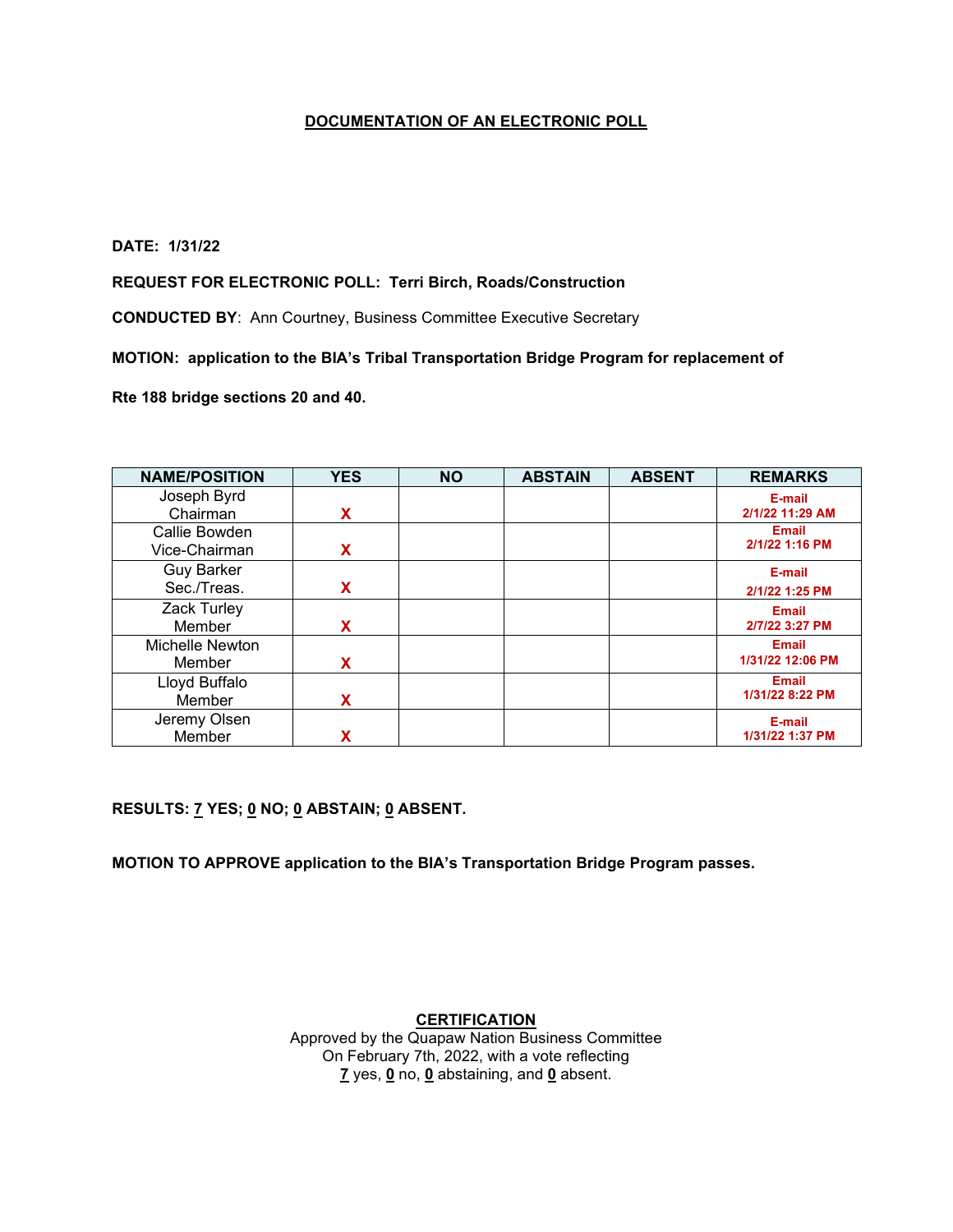# DOCUMENTATION OF AN ELECTRONIC POLL

**DATE: 1/31/22**

**REQUEST FOR ELECTRONIC POLL: Terri Birch, Roads/Construction**

**CONDUCTED BY**: Ann Courtney, Business Committee Executive Secretary

**MOTION: application to the BIA's Tribal Transportation Bridge Program for replacement of Rte 188 bridge sections 20 and 40.**

| NAME/POSITION | YES | NO | ABSTAIN | ABSENT | REMARKS |
|---|---|---|---|---|---|
| Joseph Byrd Chairman | X | | | | E-mail 2/1/22 11:29 AM |
| Callie Bowden Vice-Chairman | X | | | | Email 2/1/22 1:16 PM |
| Guy Barker Sec./Treas. | X | | | | E-mail 2/1/22 1:25 PM |
| Zack Turley Member | X | | | | Email 2/7/22 3:27 PM |
| Michelle Newton Member | X | | | | Email 1/31/22 12:06 PM |
| Lloyd Buffalo Member | X | | | | Email 1/31/22 8:22 PM |
| Jeremy Olsen Member | X | | | | E-mail 1/31/22 1:37 PM |

**RESULTS: 7 YES; 0 NO; 0 ABSTAIN; 0 ABSENT.**

**MOTION TO APPROVE application to the BIA's Transportation Bridge Program passes.**

**CERTIFICATION**

Approved by the Quapaw Nation Business Committee
On February 7th, 2022, with a vote reflecting
**7** yes, **0** no, **0** abstaining, and **0** absent.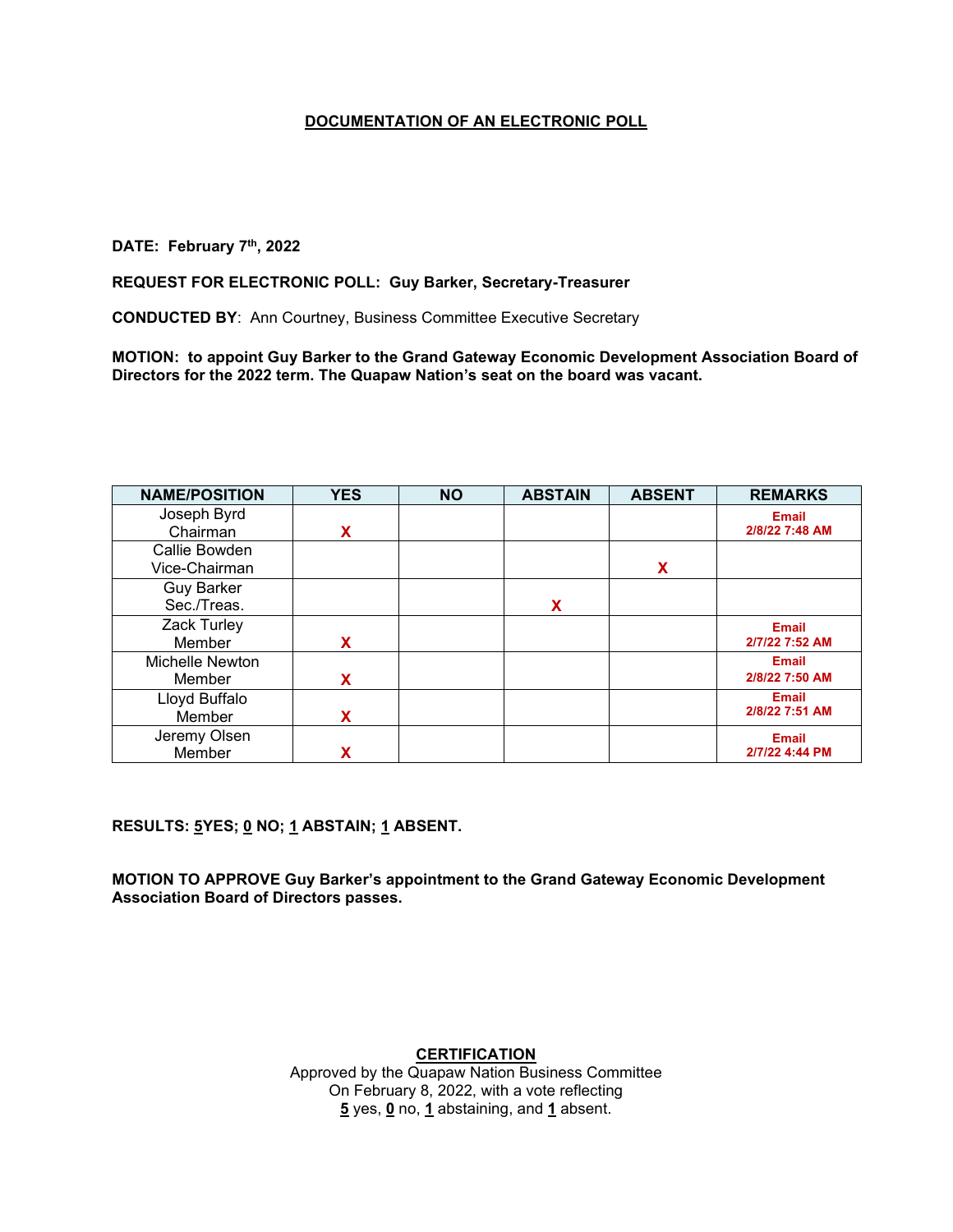**DOCUMENTATION OF AN ELECTRONIC POLL**

**DATE: February 7th, 2022**

**REQUEST FOR ELECTRONIC POLL: Guy Barker, Secretary-Treasurer**

**CONDUCTED BY**: Ann Courtney, Business Committee Executive Secretary

**MOTION: to appoint Guy Barker to the Grand Gateway Economic Development Association Board of Directors for the 2022 term. The Quapaw Nation's seat on the board was vacant.**

| NAME/POSITION | YES | NO | ABSTAIN | ABSENT | REMARKS |
|---|---|---|---|---|---|
| Joseph Byrd Chairman | X | | | | Email 2/8/22 7:48 AM |
| Callie Bowden Vice-Chairman | | | | X | |
| Guy Barker Sec./Treas. | | | X | | |
| Zack Turley Member | X | | | | Email 2/7/22 7:52 AM |
| Michelle Newton Member | X | | | | Email 2/8/22 7:50 AM |
| Lloyd Buffalo Member | X | | | | Email 2/8/22 7:51 AM |
| Jeremy Olsen Member | X | | | | Email 2/7/22 4:44 PM |

**RESULTS: 5YES; 0 NO; 1 ABSTAIN; 1 ABSENT.**

**MOTION TO APPROVE Guy Barker's appointment to the Grand Gateway Economic Development Association Board of Directors passes.**

**CERTIFICATION**

Approved by the Quapaw Nation Business Committee
On February 8, 2022, with a vote reflecting
**5** yes, **0** no, **1** abstaining, and **1** absent.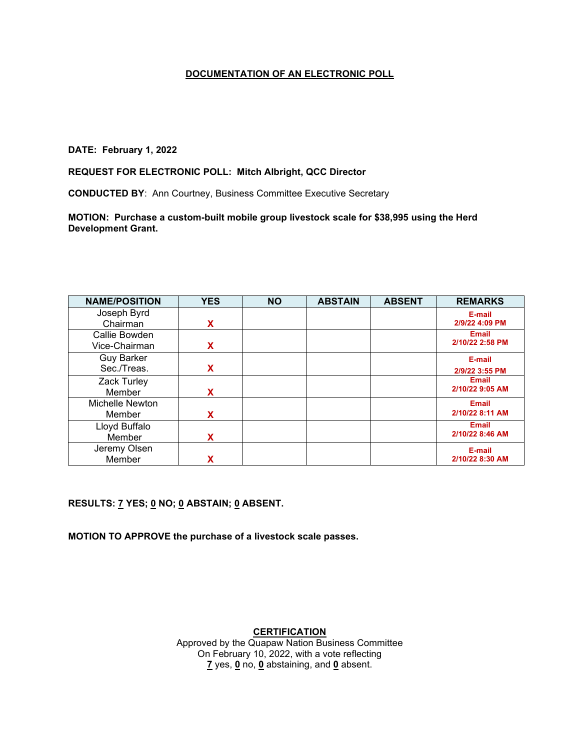# DOCUMENTATION OF AN ELECTRONIC POLL

**DATE: February 1, 2022**

**REQUEST FOR ELECTRONIC POLL: Mitch Albright, QCC Director**

**CONDUCTED BY**: Ann Courtney, Business Committee Executive Secretary

**MOTION: Purchase a custom-built mobile group livestock scale for $38,995 using the Herd Development Grant.**

| NAME/POSITION | YES | NO | ABSTAIN | ABSENT | REMARKS |
|---|---|---|---|---|---|
| Joseph Byrd Chairman | X | | | | E-mail 2/9/22 4:09 PM |
| Callie Bowden Vice-Chairman | X | | | | Email 2/10/22 2:58 PM |
| Guy Barker Sec./Treas. | X | | | | E-mail 2/9/22 3:55 PM |
| Zack Turley Member | X | | | | Email 2/10/22 9:05 AM |
| Michelle Newton Member | X | | | | Email 2/10/22 8:11 AM |
| Lloyd Buffalo Member | X | | | | Email 2/10/22 8:46 AM |
| Jeremy Olsen Member | X | | | | E-mail 2/10/22 8:30 AM |

**RESULTS: 7 YES; 0 NO; 0 ABSTAIN; 0 ABSENT.**

**MOTION TO APPROVE the purchase of a livestock scale passes.**

**CERTIFICATION**

Approved by the Quapaw Nation Business Committee
On February 10, 2022, with a vote reflecting
**7** yes, **0** no, **0** abstaining, and **0** absent.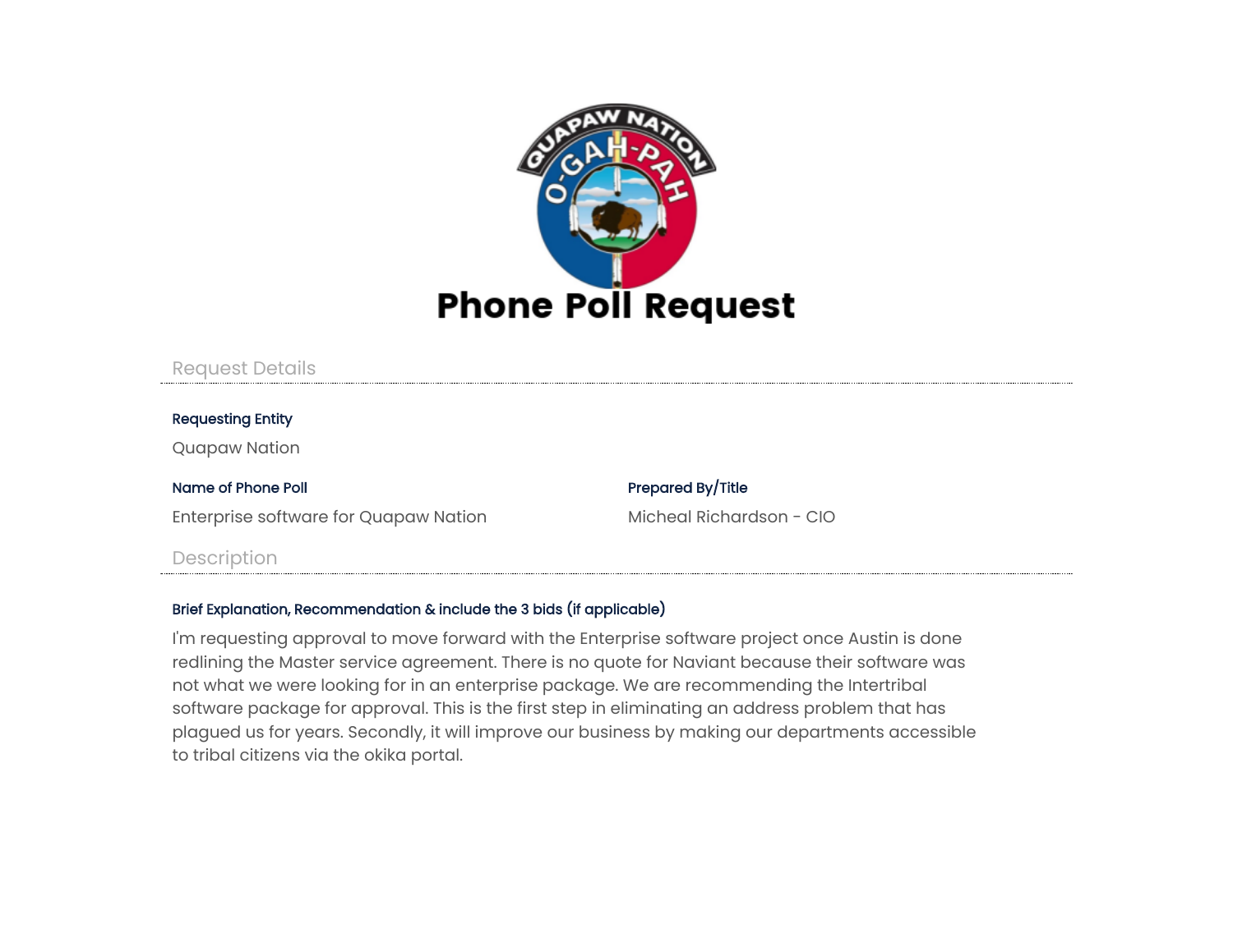# Phone Poll Request

## Request Details

**Requesting Entity**

Quapaw Nation

**Name of Phone Poll**

Enterprise software for Quapaw Nation

**Prepared By/Title**

Micheal Richardson - CIO

## Description

**Brief Explanation, Recommendation & include the 3 bids (if applicable)**

I'm requesting approval to move forward with the Enterprise software project once Austin is done redlining the Master service agreement. There is no quote for Naviant because their software was not what we were looking for in an enterprise package. We are recommending the Intertribal software package for approval. This is the first step in eliminating an address problem that has plagued us for years. Secondly, it will improve our business by making our departments accessible to tribal citizens via the okika portal.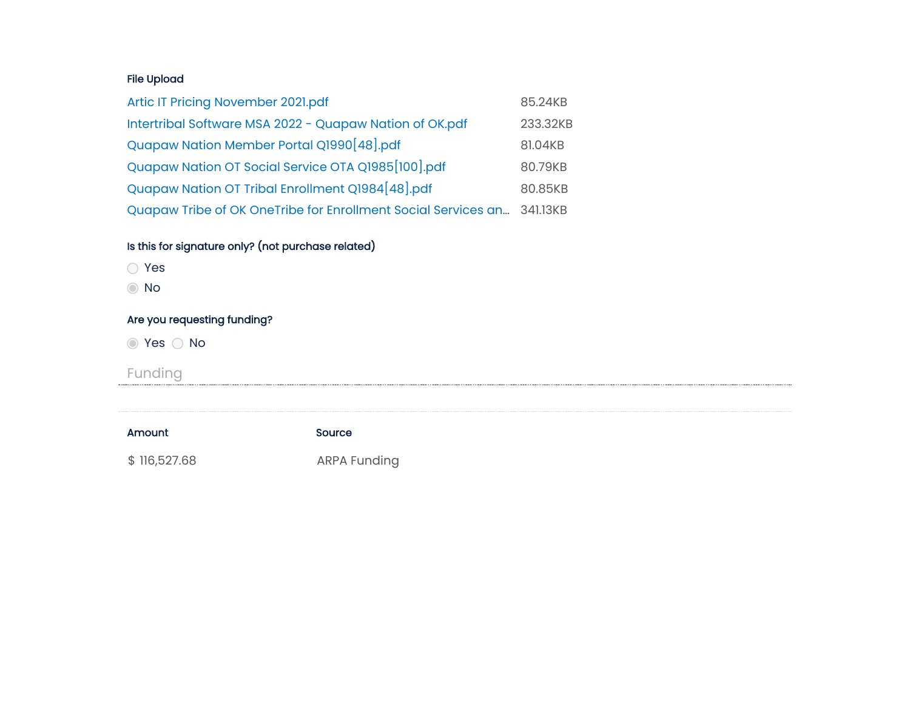**File Upload**

| | |
|---|---|
| Artic IT Pricing November 2021.pdf | 85.24KB |
| Intertribal Software MSA 2022 - Quapaw Nation of OK.pdf | 233.32KB |
| Quapaw Nation Member Portal Q1990[48].pdf | 81.04KB |
| Quapaw Nation OT Social Service OTA Q1985[100].pdf | 80.79KB |
| Quapaw Nation OT Tribal Enrollment Q1984[48].pdf | 80.85KB |
| Quapaw Tribe of OK OneTribe for Enrollment Social Services an... | 341.13KB |

**Is this for signature only? (not purchase related)**

- ○ Yes
- ◉ No

**Are you requesting funding?**

◉ Yes ○ No

## Funding

| Amount | Source |
|---|---|
| $ 116,527.68 | ARPA Funding |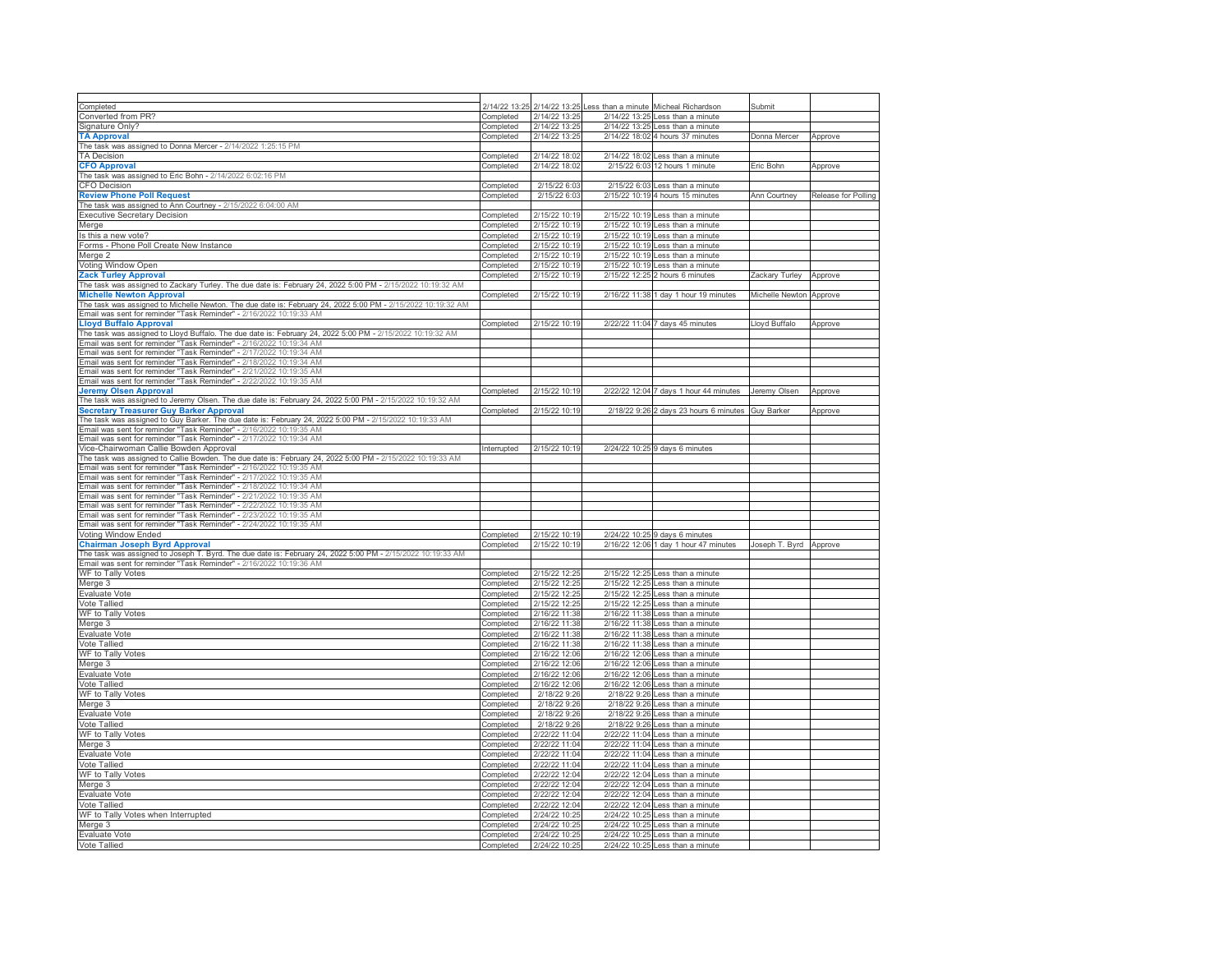| | | | | | | |
|---|---|---|---|---|---|---|
| Completed | 2/14/22 13:25 | 2/14/22 13:25 | Less than a minute | Micheal Richardson | Submit | |
| Converted from PR? | Completed | 2/14/22 13:25 | 2/14/22 13:25 | Less than a minute | | |
| Signature Only? | Completed | 2/14/22 13:25 | 2/14/22 13:25 | Less than a minute | | |
| **TA Approval** | Completed | 2/14/22 13:25 | 2/14/22 18:02 | 4 hours 37 minutes | Donna Mercer | Approve |
| The task was assigned to Donna Mercer - 2/14/2022 1:25:15 PM | | | | | | |
| TA Decision | Completed | 2/14/22 18:02 | 2/14/22 18:02 | Less than a minute | | |
| **CFO Approval** | Completed | 2/14/22 18:02 | 2/15/22 6:03 | 12 hours 1 minute | Eric Bohn | Approve |
| The task was assigned to Eric Bohn - 2/14/2022 6:02:16 PM | | | | | | |
| CFO Decision | Completed | 2/15/22 6:03 | 2/15/22 6:03 | Less than a minute | | |
| **Review Phone Poll Request** | Completed | 2/15/22 6:03 | 2/15/22 10:19 | 4 hours 15 minutes | Ann Courtney | Release for Polling |
| The task was assigned to Ann Courtney - 2/15/2022 6:04:00 AM | | | | | | |
| Executive Secretary Decision | Completed | 2/15/22 10:19 | 2/15/22 10:19 | Less than a minute | | |
| Merge | Completed | 2/15/22 10:19 | 2/15/22 10:19 | Less than a minute | | |
| Is this a new vote? | Completed | 2/15/22 10:19 | 2/15/22 10:19 | Less than a minute | | |
| Forms - Phone Poll Create New Instance | Completed | 2/15/22 10:19 | 2/15/22 10:19 | Less than a minute | | |
| Merge 2 | Completed | 2/15/22 10:19 | 2/15/22 10:19 | Less than a minute | | |
| Voting Window Open | Completed | 2/15/22 10:19 | 2/15/22 10:19 | Less than a minute | | |
| **Zack Turley Approval** | Completed | 2/15/22 10:19 | 2/15/22 12:25 | 2 hours 6 minutes | Zackary Turley | Approve |
| The task was assigned to Zackary Turley. The due date is: February 24, 2022 5:00 PM - 2/15/2022 10:19:32 AM | | | | | | |
| **Michelle Newton Approval** | Completed | 2/15/22 10:19 | 2/16/22 11:38 | 1 day 1 hour 19 minutes | Michelle Newton | Approve |
| The task was assigned to Michelle Newton. The due date is: February 24, 2022 5:00 PM - 2/15/2022 10:19:32 AM | | | | | | |
| Email was sent for reminder "Task Reminder" - 2/16/2022 10:19:33 AM | | | | | | |
| **Lloyd Buffalo Approval** | Completed | 2/15/22 10:19 | 2/22/22 11:04 | 7 days 45 minutes | Lloyd Buffalo | Approve |
| The task was assigned to Lloyd Buffalo. The due date is: February 24, 2022 5:00 PM - 2/15/2022 10:19:32 AM | | | | | | |
| Email was sent for reminder "Task Reminder" - 2/16/2022 10:19:34 AM | | | | | | |
| Email was sent for reminder "Task Reminder" - 2/17/2022 10:19:34 AM | | | | | | |
| Email was sent for reminder "Task Reminder" - 2/18/2022 10:19:34 AM | | | | | | |
| Email was sent for reminder "Task Reminder" - 2/21/2022 10:19:35 AM | | | | | | |
| Email was sent for reminder "Task Reminder" - 2/22/2022 10:19:35 AM | | | | | | |
| **Jeremy Olsen Approval** | Completed | 2/15/22 10:19 | 2/22/22 12:04 | 7 days 1 hour 44 minutes | Jeremy Olsen | Approve |
| The task was assigned to Jeremy Olsen. The due date is: February 24, 2022 5:00 PM - 2/15/2022 10:19:32 AM | | | | | | |
| **Secretary Treasurer Guy Barker Approval** | Completed | 2/15/22 10:19 | 2/18/22 9:26 | 2 days 23 hours 6 minutes | Guy Barker | Approve |
| The task was assigned to Guy Barker. The due date is: February 24, 2022 5:00 PM - 2/15/2022 10:19:33 AM | | | | | | |
| Email was sent for reminder "Task Reminder" - 2/16/2022 10:19:35 AM | | | | | | |
| Email was sent for reminder "Task Reminder" - 2/17/2022 10:19:34 AM | | | | | | |
| Vice-Chairwoman Callie Bowden Approval | Interrupted | 2/15/22 10:19 | 2/24/22 10:25 | 9 days 6 minutes | | |
| The task was assigned to Callie Bowden. The due date is: February 24, 2022 5:00 PM - 2/15/2022 10:19:33 AM | | | | | | |
| Email was sent for reminder "Task Reminder" - 2/16/2022 10:19:35 AM | | | | | | |
| Email was sent for reminder "Task Reminder" - 2/17/2022 10:19:35 AM | | | | | | |
| Email was sent for reminder "Task Reminder" - 2/18/2022 10:19:34 AM | | | | | | |
| Email was sent for reminder "Task Reminder" - 2/21/2022 10:19:35 AM | | | | | | |
| Email was sent for reminder "Task Reminder" - 2/22/2022 10:19:35 AM | | | | | | |
| Email was sent for reminder "Task Reminder" - 2/23/2022 10:19:35 AM | | | | | | |
| Email was sent for reminder "Task Reminder" - 2/24/2022 10:19:35 AM | | | | | | |
| Voting Window Ended | Completed | 2/15/22 10:19 | 2/24/22 10:25 | 9 days 6 minutes | | |
| **Chairman Joseph Byrd Approval** | Completed | 2/15/22 10:19 | 2/16/22 12:06 | 1 day 1 hour 47 minutes | Joseph T. Byrd | Approve |
| The task was assigned to Joseph T. Byrd. The due date is: February 24, 2022 5:00 PM - 2/15/2022 10:19:33 AM | | | | | | |
| Email was sent for reminder "Task Reminder" - 2/16/2022 10:19:36 AM | | | | | | |
| WF to Tally Votes | Completed | 2/15/22 12:25 | 2/15/22 12:25 | Less than a minute | | |
| Merge 3 | Completed | 2/15/22 12:25 | 2/15/22 12:25 | Less than a minute | | |
| Evaluate Vote | Completed | 2/15/22 12:25 | 2/15/22 12:25 | Less than a minute | | |
| Vote Tallied | Completed | 2/15/22 12:25 | 2/15/22 12:25 | Less than a minute | | |
| WF to Tally Votes | Completed | 2/16/22 11:38 | 2/16/22 11:38 | Less than a minute | | |
| Merge 3 | Completed | 2/16/22 11:38 | 2/16/22 11:38 | Less than a minute | | |
| Evaluate Vote | Completed | 2/16/22 11:38 | 2/16/22 11:38 | Less than a minute | | |
| Vote Tallied | Completed | 2/16/22 11:38 | 2/16/22 11:38 | Less than a minute | | |
| WF to Tally Votes | Completed | 2/16/22 12:06 | 2/16/22 12:06 | Less than a minute | | |
| Merge 3 | Completed | 2/16/22 12:06 | 2/16/22 12:06 | Less than a minute | | |
| Evaluate Vote | Completed | 2/16/22 12:06 | 2/16/22 12:06 | Less than a minute | | |
| Vote Tallied | Completed | 2/16/22 12:06 | 2/16/22 12:06 | Less than a minute | | |
| WF to Tally Votes | Completed | 2/18/22 9:26 | 2/18/22 9:26 | Less than a minute | | |
| Merge 3 | Completed | 2/18/22 9:26 | 2/18/22 9:26 | Less than a minute | | |
| Evaluate Vote | Completed | 2/18/22 9:26 | 2/18/22 9:26 | Less than a minute | | |
| Vote Tallied | Completed | 2/18/22 9:26 | 2/18/22 9:26 | Less than a minute | | |
| WF to Tally Votes | Completed | 2/22/22 11:04 | 2/22/22 11:04 | Less than a minute | | |
| Merge 3 | Completed | 2/22/22 11:04 | 2/22/22 11:04 | Less than a minute | | |
| Evaluate Vote | Completed | 2/22/22 11:04 | 2/22/22 11:04 | Less than a minute | | |
| Vote Tallied | Completed | 2/22/22 11:04 | 2/22/22 11:04 | Less than a minute | | |
| WF to Tally Votes | Completed | 2/22/22 12:04 | 2/22/22 12:04 | Less than a minute | | |
| Merge 3 | Completed | 2/22/22 12:04 | 2/22/22 12:04 | Less than a minute | | |
| Evaluate Vote | Completed | 2/22/22 12:04 | 2/22/22 12:04 | Less than a minute | | |
| Vote Tallied | Completed | 2/22/22 12:04 | 2/22/22 12:04 | Less than a minute | | |
| WF to Tally Votes when Interrupted | Completed | 2/24/22 10:25 | 2/24/22 10:25 | Less than a minute | | |
| Merge 3 | Completed | 2/24/22 10:25 | 2/24/22 10:25 | Less than a minute | | |
| Evaluate Vote | Completed | 2/24/22 10:25 | 2/24/22 10:25 | Less than a minute | | |
| Vote Tallied | Completed | 2/24/22 10:25 | 2/24/22 10:25 | Less than a minute | | |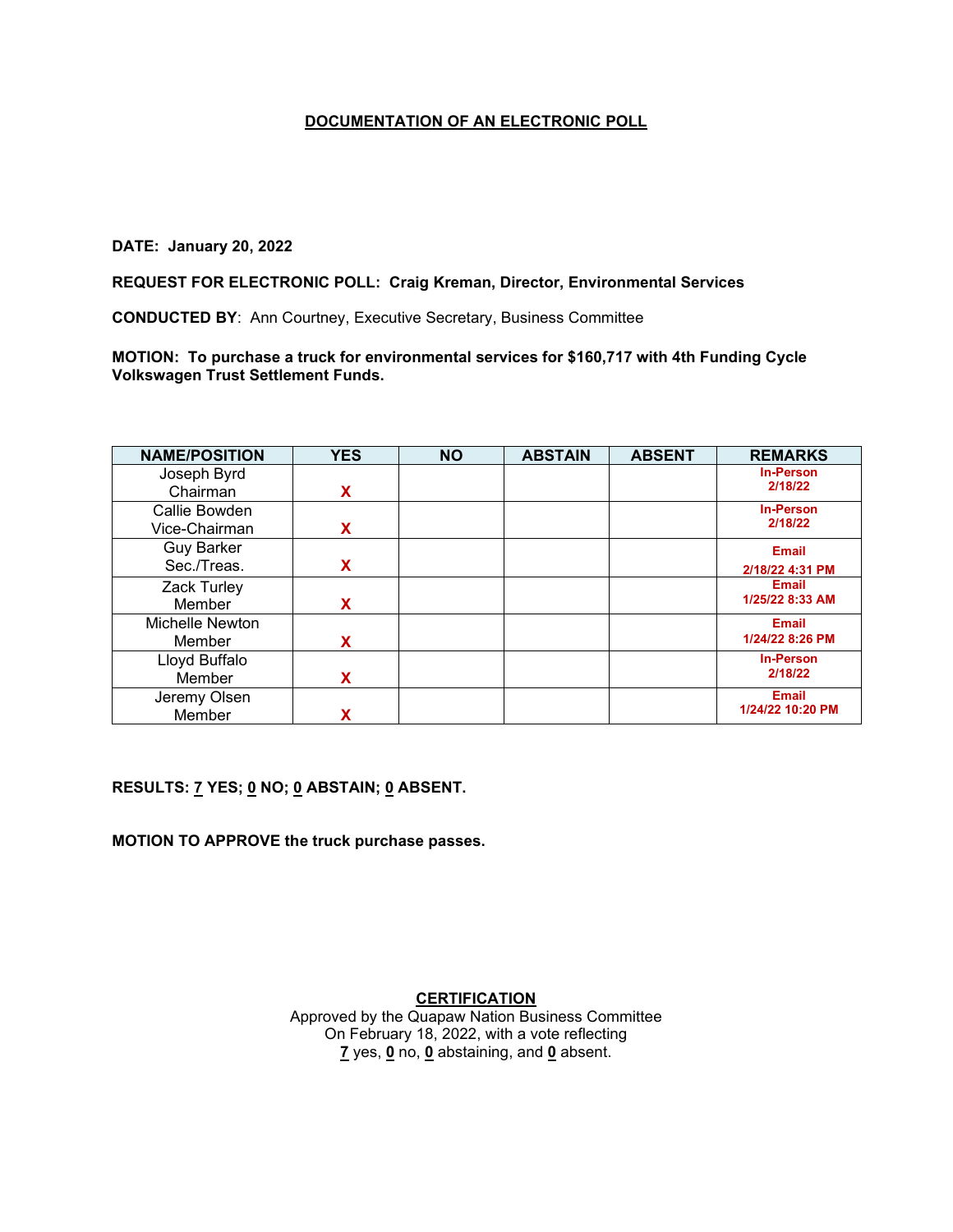**DOCUMENTATION OF AN ELECTRONIC POLL**

**DATE: January 20, 2022**

**REQUEST FOR ELECTRONIC POLL: Craig Kreman, Director, Environmental Services**

**CONDUCTED BY**: Ann Courtney, Executive Secretary, Business Committee

**MOTION: To purchase a truck for environmental services for $160,717 with 4th Funding Cycle Volkswagen Trust Settlement Funds.**

| NAME/POSITION | YES | NO | ABSTAIN | ABSENT | REMARKS |
|---|---|---|---|---|---|
| Joseph Byrd Chairman | X | | | | In-Person 2/18/22 |
| Callie Bowden Vice-Chairman | X | | | | In-Person 2/18/22 |
| Guy Barker Sec./Treas. | X | | | | Email 2/18/22 4:31 PM |
| Zack Turley Member | X | | | | Email 1/25/22 8:33 AM |
| Michelle Newton Member | X | | | | Email 1/24/22 8:26 PM |
| Lloyd Buffalo Member | X | | | | In-Person 2/18/22 |
| Jeremy Olsen Member | X | | | | Email 1/24/22 10:20 PM |

**RESULTS: 7 YES; 0 NO; 0 ABSTAIN; 0 ABSENT.**

**MOTION TO APPROVE the truck purchase passes.**

**CERTIFICATION**

Approved by the Quapaw Nation Business Committee
On February 18, 2022, with a vote reflecting
**7** yes, **0** no, **0** abstaining, and **0** absent.